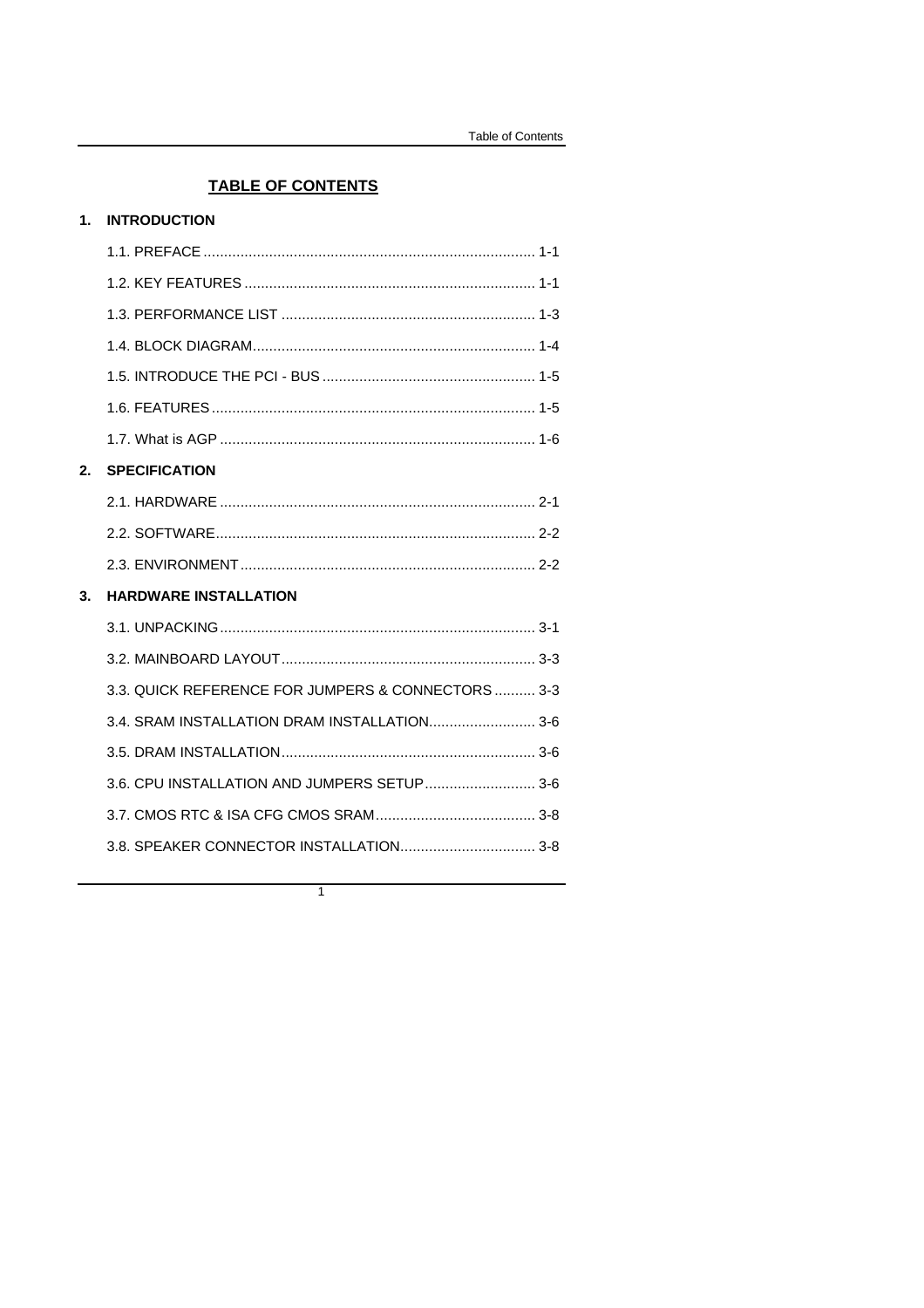# TABLE OF CONTENTS

## 1. INTRODUCTION

1.1. PREFACE ................................................................................ 1-1

1.2. KEY FEATURES ...................................................................... 1-1

1.3. PERFORMANCE LIST ............................................................. 1-3

1.4. BLOCK DIAGRAM.................................................................... 1-4

1.5. INTRODUCE THE PCI - BUS ................................................... 1-5

1.6. FEATURES .............................................................................. 1-5

1.7. What is AGP ............................................................................ 1-6

## 2. SPECIFICATION

2.1. HARDWARE ............................................................................ 2-1

2.2. SOFTWARE............................................................................. 2-2

2.3. ENVIRONMENT ....................................................................... 2-2

## 3. HARDWARE INSTALLATION

3.1. UNPACKING............................................................................ 3-1

3.2. MAINBOARD LAYOUT............................................................. 3-3

3.3. QUICK REFERENCE FOR JUMPERS & CONNECTORS .......... 3-3

3.4. SRAM INSTALLATION DRAM INSTALLATION.......................... 3-6

3.5. DRAM INSTALLATION............................................................. 3-6

3.6. CPU INSTALLATION AND JUMPERS SETUP........................... 3-6

3.7. CMOS RTC & ISA CFG CMOS SRAM....................................... 3-8

3.8. SPEAKER CONNECTOR INSTALLATION................................. 3-8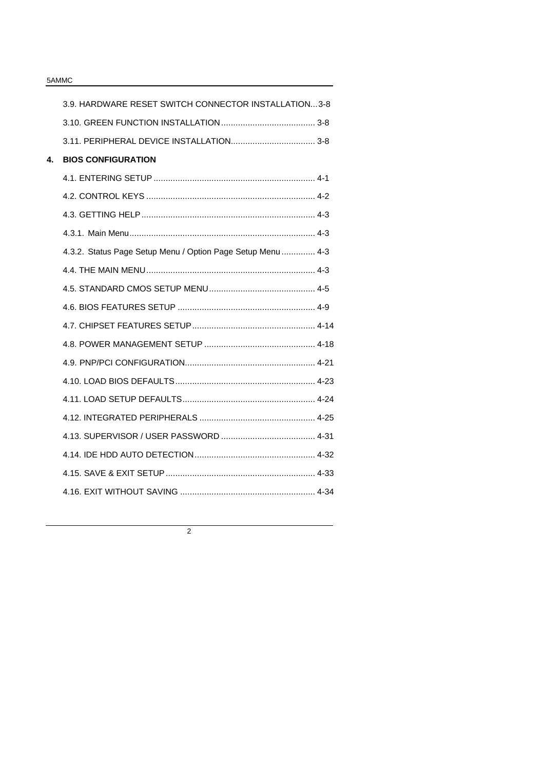3.9. HARDWARE RESET SWITCH CONNECTOR INSTALLATION...3-8

3.10. GREEN FUNCTION INSTALLATION....................................... 3-8

3.11. PERIPHERAL DEVICE INSTALLATION................................... 3-8

**4. BIOS CONFIGURATION**

4.1. ENTERING SETUP.................................................................. 4-1

4.2. CONTROL KEYS ..................................................................... 4-2

4.3. GETTING HELP....................................................................... 4-3

4.3.1. Main Menu............................................................................ 4-3

4.3.2. Status Page Setup Menu / Option Page Setup Menu .............. 4-3

4.4. THE MAIN MENU...................................................................... 4-3

4.5. STANDARD CMOS SETUP MENU............................................ 4-5

4.6. BIOS FEATURES SETUP ......................................................... 4-9

4.7. CHIPSET FEATURES SETUP................................................... 4-14

4.8. POWER MANAGEMENT SETUP .............................................. 4-18

4.9. PNP/PCI CONFIGURATION...................................................... 4-21

4.10. LOAD BIOS DEFAULTS.......................................................... 4-23

4.11. LOAD SETUP DEFAULTS....................................................... 4-24

4.12. INTEGRATED PERIPHERALS ................................................ 4-25

4.13. SUPERVISOR / USER PASSWORD ....................................... 4-31

4.14. IDE HDD AUTO DETECTION.................................................. 4-32

4.15. SAVE & EXIT SETUP.............................................................. 4-33

4.16. EXIT WITHOUT SAVING ........................................................ 4-34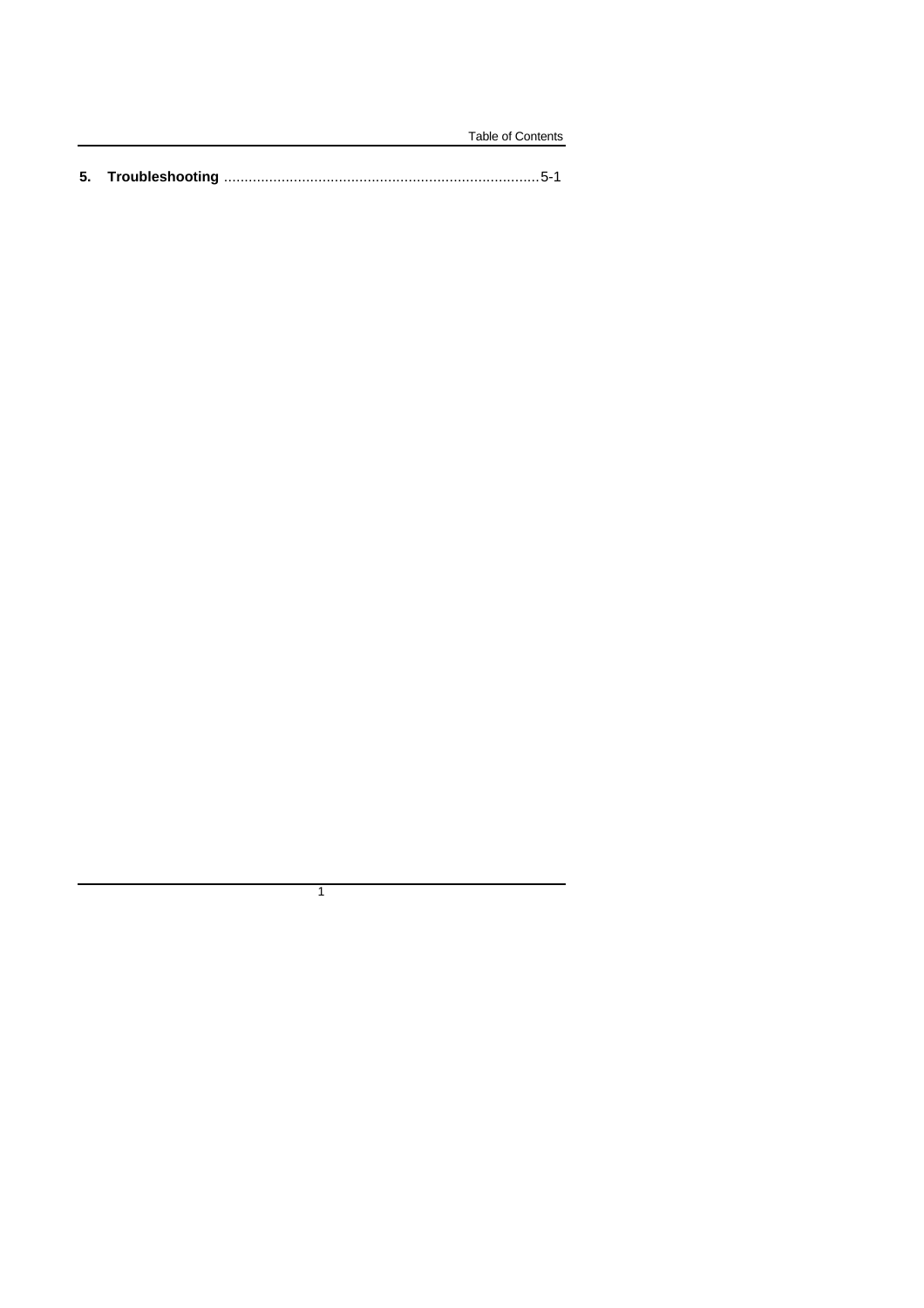**5. Troubleshooting** ............................................................................5-1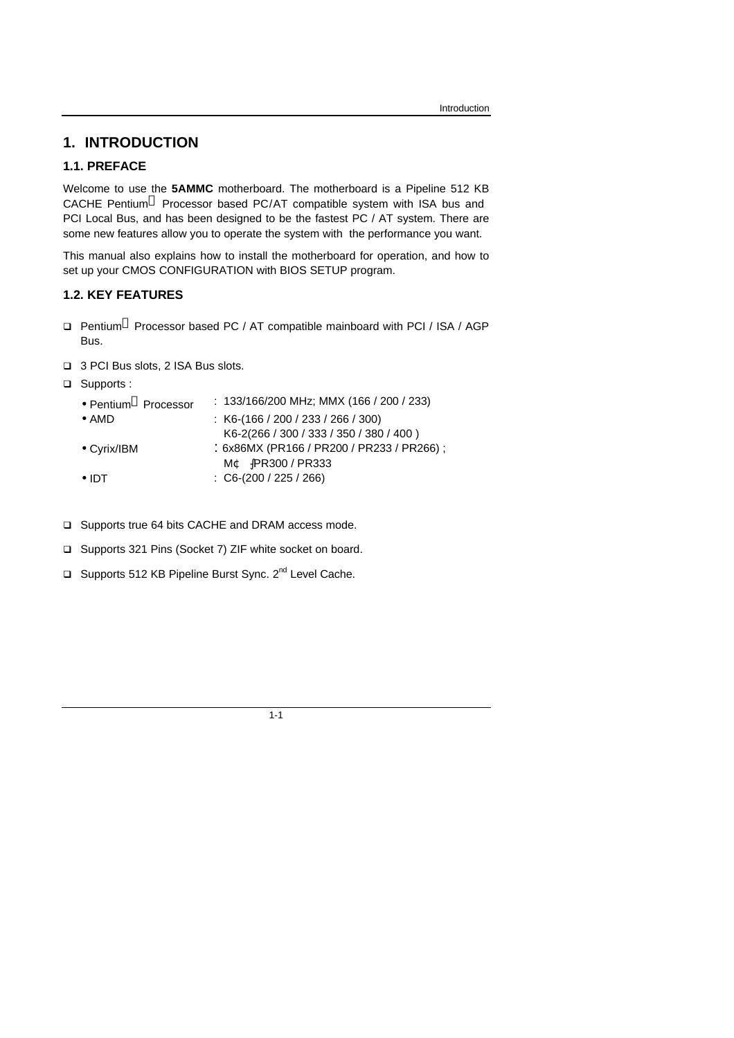# 1. INTRODUCTION

## 1.1. PREFACE

Welcome to use the **5AMMC** motherboard. The motherboard is a Pipeline 512 KB CACHE Pentium Processor based PC/AT compatible system with ISA bus and PCI Local Bus, and has been designed to be the fastest PC / AT system. There are some new features allow you to operate the system with the performance you want.

This manual also explains how to install the motherboard for operation, and how to set up your CMOS CONFIGURATION with BIOS SETUP program.

## 1.2. KEY FEATURES

- Pentium Processor based PC / AT compatible mainboard with PCI / ISA / AGP Bus.
- 3 PCI Bus slots, 2 ISA Bus slots.
- Supports :
  - Pentium Processor : 133/166/200 MHz; MMX (166 / 200 / 233)
  - AMD : K6-(166 / 200 / 233 / 266 / 300)
    K6-2(266 / 300 / 333 / 350 / 380 / 400 )
  - Cyrix/IBM : 6x86MX (PR166 / PR200 / PR233 / PR266) ;
    M¢ ;PR300 / PR333
  - IDT : C6-(200 / 225 / 266)
- Supports true 64 bits CACHE and DRAM access mode.
- Supports 321 Pins (Socket 7) ZIF white socket on board.
- Supports 512 KB Pipeline Burst Sync. 2nd Level Cache.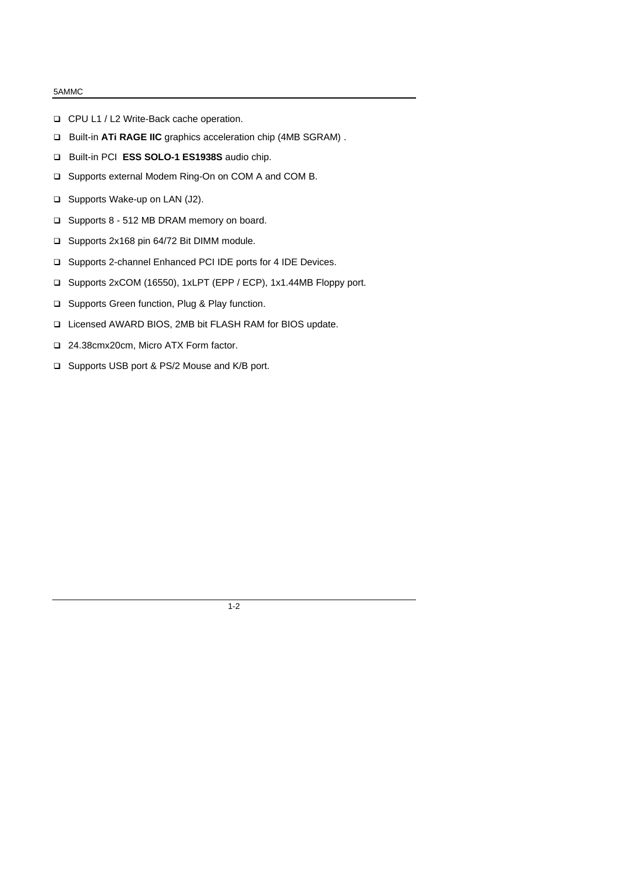- CPU L1 / L2 Write-Back cache operation.
- Built-in **ATi RAGE IIC** graphics acceleration chip (4MB SGRAM) .
- Built-in PCI **ESS SOLO-1 ES1938S** audio chip.
- Supports external Modem Ring-On on COM A and COM B.
- Supports Wake-up on LAN (J2).
- Supports 8 - 512 MB DRAM memory on board.
- Supports 2x168 pin 64/72 Bit DIMM module.
- Supports 2-channel Enhanced PCI IDE ports for 4 IDE Devices.
- Supports 2xCOM (16550), 1xLPT (EPP / ECP), 1x1.44MB Floppy port.
- Supports Green function, Plug & Play function.
- Licensed AWARD BIOS, 2MB bit FLASH RAM for BIOS update.
- 24.38cmx20cm, Micro ATX Form factor.
- Supports USB port & PS/2 Mouse and K/B port.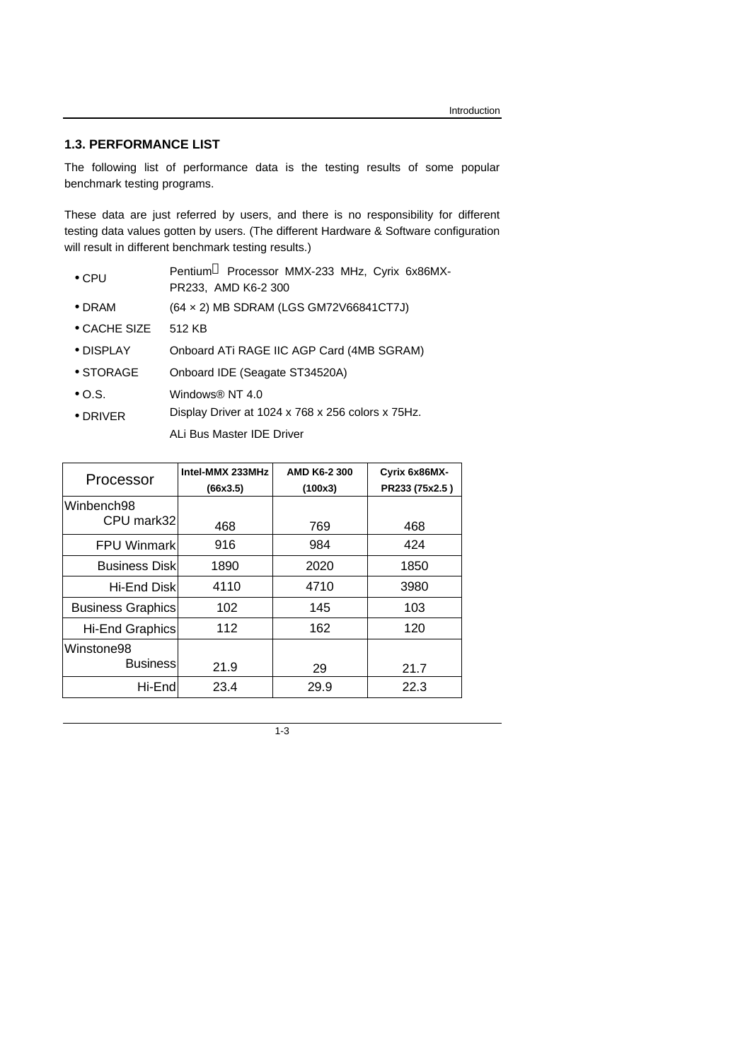## 1.3. PERFORMANCE LIST

The following list of performance data is the testing results of some popular benchmark testing programs.

These data are just referred by users, and there is no responsibility for different testing data values gotten by users. (The different Hardware & Software configuration will result in different benchmark testing results.)

- CPU — Pentium Processor MMX-233 MHz, Cyrix 6x86MX-PR233, AMD K6-2 300
- DRAM — (64 × 2) MB SDRAM (LGS GM72V66841CT7J)
- CACHE SIZE — 512 KB
- DISPLAY — Onboard ATi RAGE IIC AGP Card (4MB SGRAM)
- STORAGE — Onboard IDE (Seagate ST34520A)
- O.S. — Windows® NT 4.0
- DRIVER — Display Driver at 1024 x 768 x 256 colors x 75Hz.
  ALi Bus Master IDE Driver

| Processor | Intel-MMX 233MHz (66x3.5) | AMD K6-2 300 (100x3) | Cyrix 6x86MX-PR233 (75x2.5 ) |
|---|---|---|---|
| Winbench98 CPU mark32 | 468 | 769 | 468 |
| FPU Winmark | 916 | 984 | 424 |
| Business Disk | 1890 | 2020 | 1850 |
| Hi-End Disk | 4110 | 4710 | 3980 |
| Business Graphics | 102 | 145 | 103 |
| Hi-End Graphics | 112 | 162 | 120 |
| Winstone98 Business | 21.9 | 29 | 21.7 |
| Hi-End | 23.4 | 29.9 | 22.3 |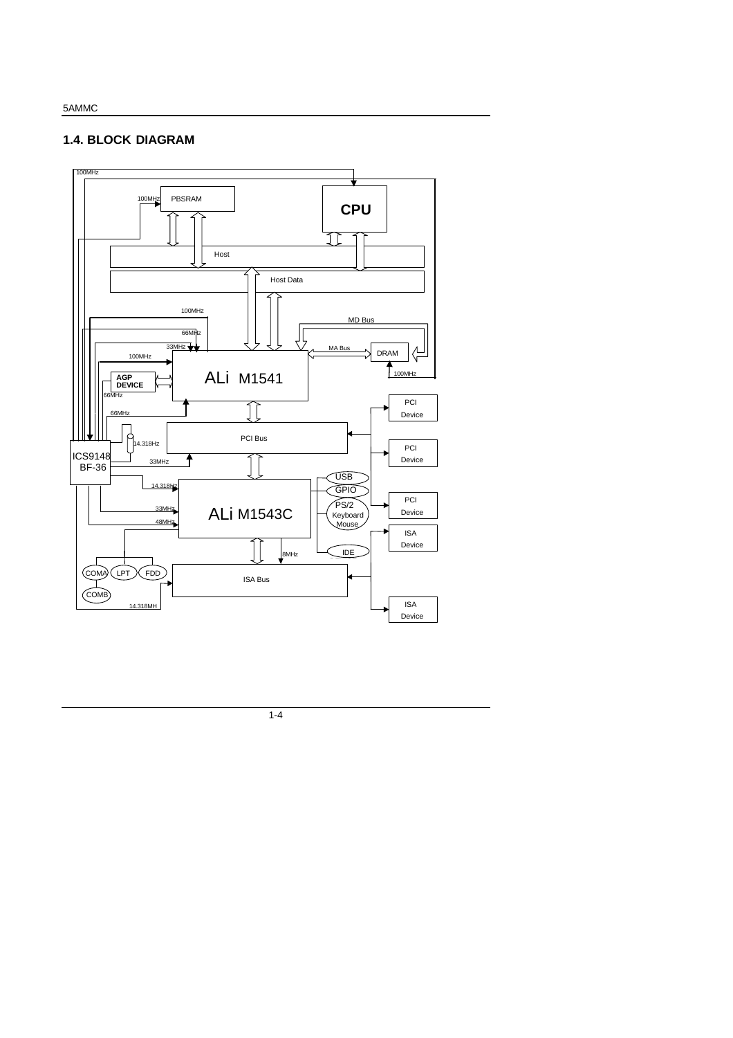## 1.4. BLOCK DIAGRAM

100MHz

100MHz PBSRAM

CPU

Host

Host Data

100MHz

MD Bus

66MHz

33MHz

MA Bus

DRAM

100MHz

100MHz

AGP DEVICE

ALi M1541

66MHz

PCI Device

66MHz

PCI Bus

14.318Hz

PCI Device

ICS9148 BF-36

33MHz

USB

14.318Hz

GPIO

PCI Device

33MHz

ALi M1543C

PS/2 Keyboard Mouse

48MHz

ISA Device

8MHz

IDE

COMA LPT FDD

ISA Bus

COMB

14.318MH

ISA Device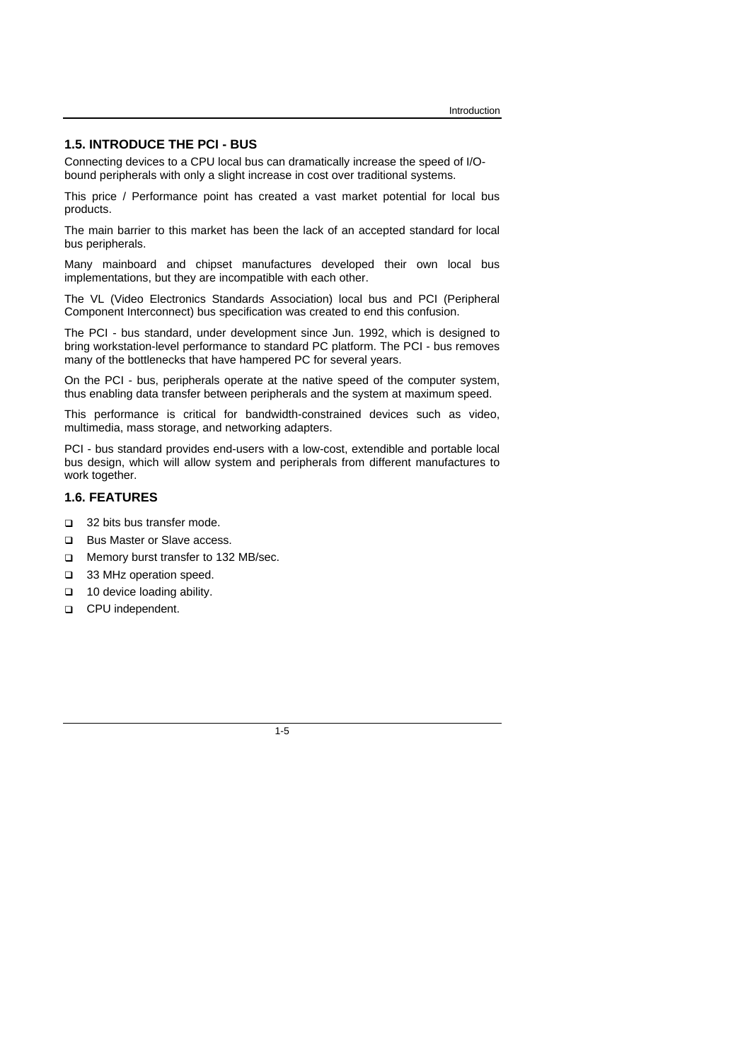## 1.5. INTRODUCE THE PCI - BUS

Connecting devices to a CPU local bus can dramatically increase the speed of I/O-bound peripherals with only a slight increase in cost over traditional systems.

This price / Performance point has created a vast market potential for local bus products.

The main barrier to this market has been the lack of an accepted standard for local bus peripherals.

Many mainboard and chipset manufactures developed their own local bus implementations, but they are incompatible with each other.

The VL (Video Electronics Standards Association) local bus and PCI (Peripheral Component Interconnect) bus specification was created to end this confusion.

The PCI - bus standard, under development since Jun. 1992, which is designed to bring workstation-level performance to standard PC platform. The PCI - bus removes many of the bottlenecks that have hampered PC for several years.

On the PCI - bus, peripherals operate at the native speed of the computer system, thus enabling data transfer between peripherals and the system at maximum speed.

This performance is critical for bandwidth-constrained devices such as video, multimedia, mass storage, and networking adapters.

PCI - bus standard provides end-users with a low-cost, extendible and portable local bus design, which will allow system and peripherals from different manufactures to work together.

## 1.6. FEATURES

- 32 bits bus transfer mode.
- Bus Master or Slave access.
- Memory burst transfer to 132 MB/sec.
- 33 MHz operation speed.
- 10 device loading ability.
- CPU independent.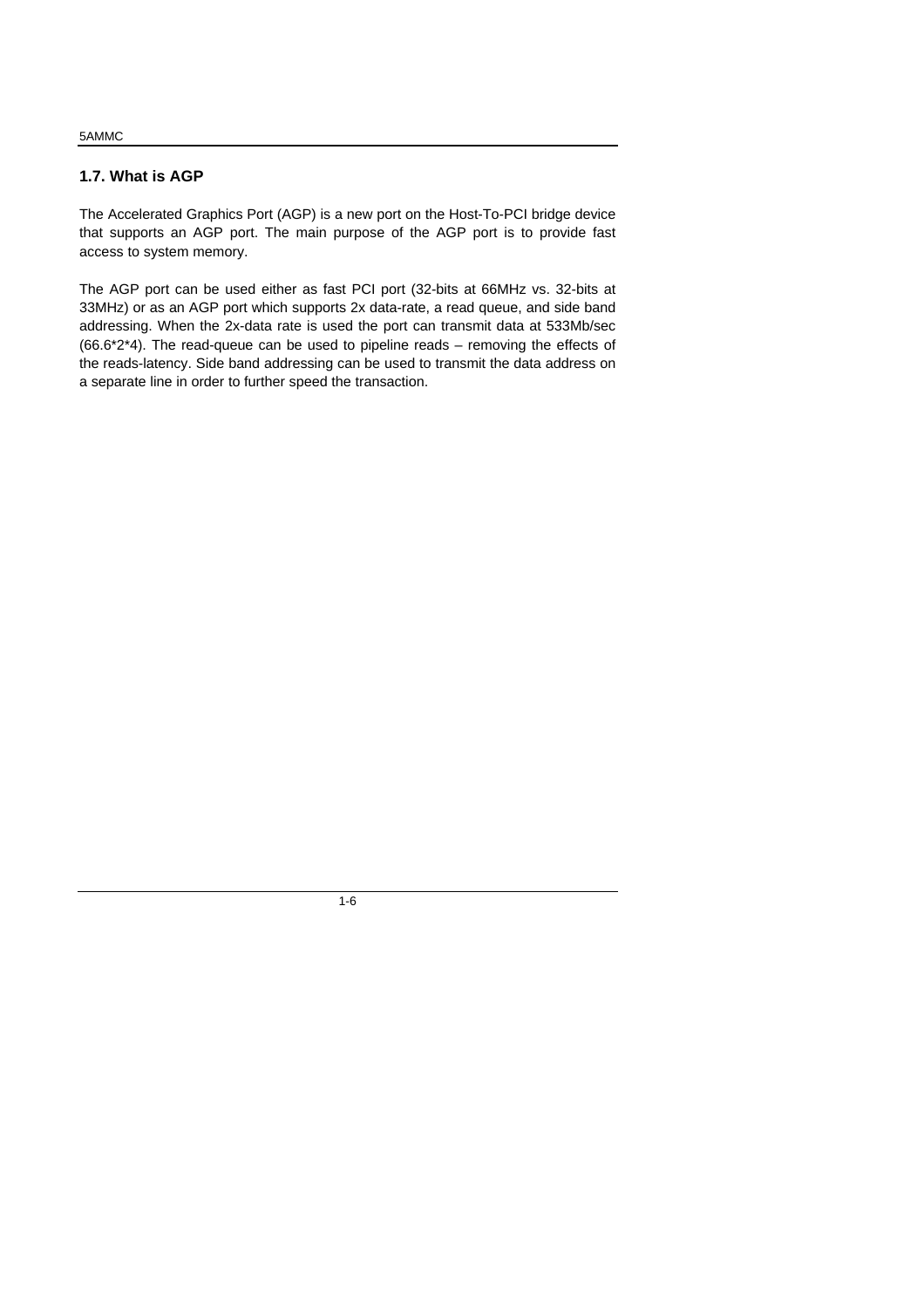## 1.7. What is AGP

The Accelerated Graphics Port (AGP) is a new port on the Host-To-PCI bridge device that supports an AGP port. The main purpose of the AGP port is to provide fast access to system memory.

The AGP port can be used either as fast PCI port (32-bits at 66MHz vs. 32-bits at 33MHz) or as an AGP port which supports 2x data-rate, a read queue, and side band addressing. When the 2x-data rate is used the port can transmit data at 533Mb/sec (66.6*2*4). The read-queue can be used to pipeline reads – removing the effects of the reads-latency. Side band addressing can be used to transmit the data address on a separate line in order to further speed the transaction.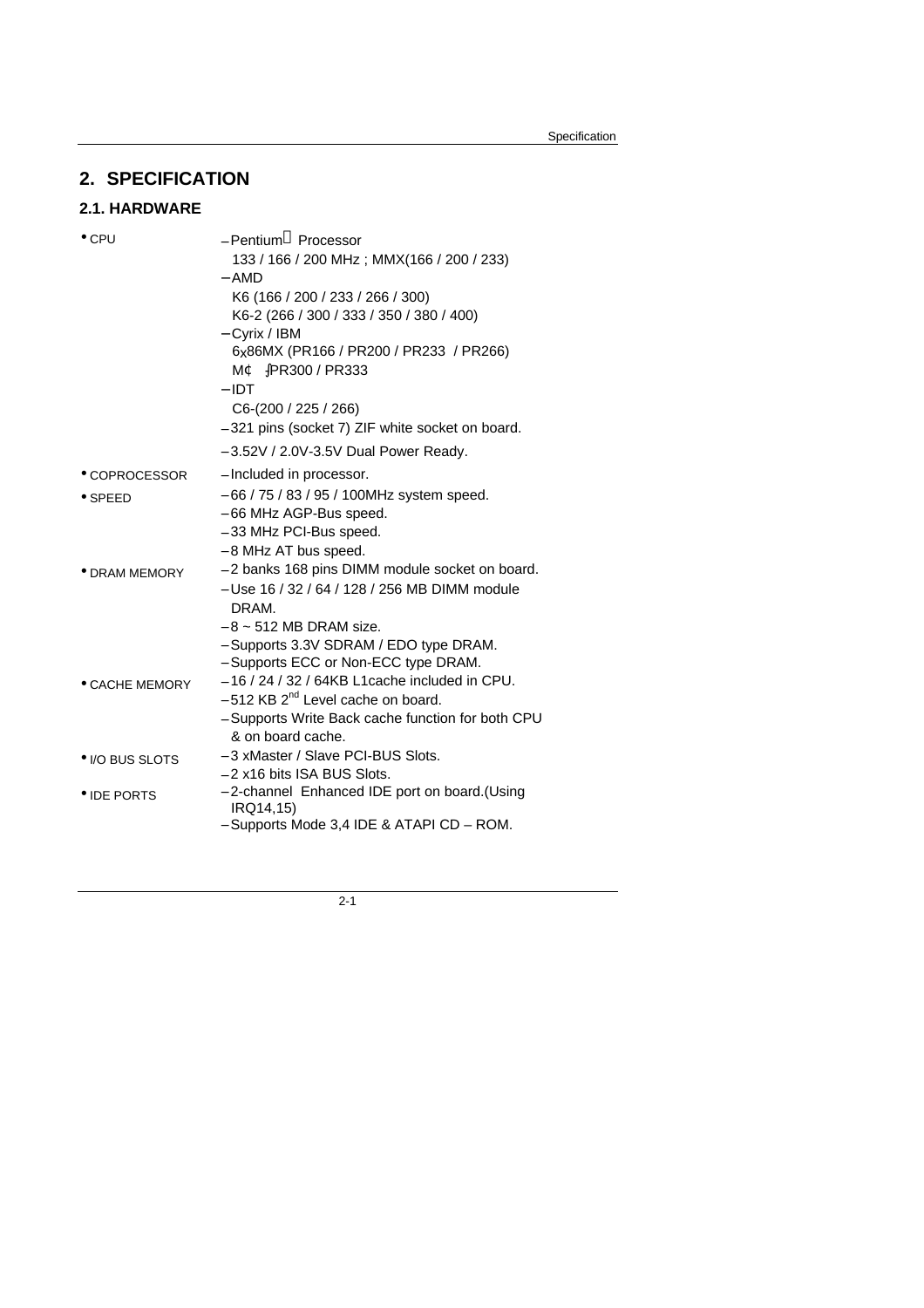# 2. SPECIFICATION

## 2.1. HARDWARE

| | |
|---|---|
| • CPU | – Pentium Processor<br>133 / 166 / 200 MHz ; MMX(166 / 200 / 233)<br>– AMD<br>K6 (166 / 200 / 233 / 266 / 300)<br>K6-2 (266 / 300 / 333 / 350 / 380 / 400)<br>– Cyrix / IBM<br>6x86MX (PR166 / PR200 / PR233 / PR266)<br>M¢ ∫PR300 / PR333<br>– IDT<br>C6-(200 / 225 / 266)<br>– 321 pins (socket 7) ZIF white socket on board.<br>– 3.52V / 2.0V-3.5V Dual Power Ready. |
| • COPROCESSOR | – Included in processor. |
| • SPEED | – 66 / 75 / 83 / 95 / 100MHz system speed.<br>– 66 MHz AGP-Bus speed.<br>– 33 MHz PCI-Bus speed.<br>– 8 MHz AT bus speed. |
| • DRAM MEMORY | – 2 banks 168 pins DIMM module socket on board.<br>– Use 16 / 32 / 64 / 128 / 256 MB DIMM module DRAM.<br>– 8 ~ 512 MB DRAM size.<br>– Supports 3.3V SDRAM / EDO type DRAM.<br>– Supports ECC or Non-ECC type DRAM. |
| • CACHE MEMORY | – 16 / 24 / 32 / 64KB L1cache included in CPU.<br>– 512 KB 2nd Level cache on board.<br>– Supports Write Back cache function for both CPU & on board cache. |
| • I/O BUS SLOTS | – 3 xMaster / Slave PCI-BUS Slots.<br>– 2 x16 bits ISA BUS Slots. |
| • IDE PORTS | – 2-channel Enhanced IDE port on board.(Using IRQ14,15)<br>– Supports Mode 3,4 IDE & ATAPI CD – ROM. |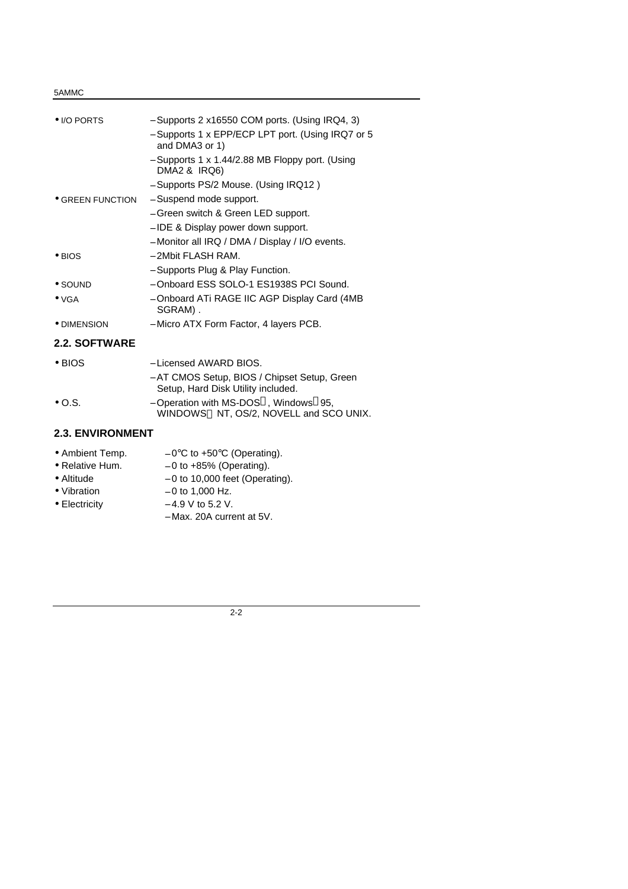| | |
|---|---|
| • I/O PORTS | – Supports 2 x16550 COM ports. (Using IRQ4, 3) |
| | – Supports 1 x EPP/ECP LPT port. (Using IRQ7 or 5 and DMA3 or 1) |
| | – Supports 1 x 1.44/2.88 MB Floppy port. (Using DMA2 & IRQ6) |
| | – Supports PS/2 Mouse. (Using IRQ12 ) |
| • GREEN FUNCTION | – Suspend mode support. |
| | – Green switch & Green LED support. |
| | – IDE & Display power down support. |
| | – Monitor all IRQ / DMA / Display / I/O events. |
| • BIOS | – 2Mbit FLASH RAM. |
| | – Supports Plug & Play Function. |
| • SOUND | – Onboard ESS SOLO-1 ES1938S PCI Sound. |
| • VGA | – Onboard ATi RAGE IIC AGP Display Card (4MB SGRAM) . |
| • DIMENSION | – Micro ATX Form Factor, 4 layers PCB. |

## 2.2. SOFTWARE

| | |
|---|---|
| • BIOS | – Licensed AWARD BIOS. |
| | – AT CMOS Setup, BIOS / Chipset Setup, Green Setup, Hard Disk Utility included. |
| • O.S. | – Operation with MS-DOS®, Windows®95, WINDOWS® NT, OS/2, NOVELL and SCO UNIX. |

## 2.3. ENVIRONMENT

| | |
|---|---|
| • Ambient Temp. | – 0°C to +50°C (Operating). |
| • Relative Hum. | – 0 to +85% (Operating). |
| • Altitude | – 0 to 10,000 feet (Operating). |
| • Vibration | – 0 to 1,000 Hz. |
| • Electricity | – 4.9 V to 5.2 V. |
| | – Max. 20A current at 5V. |